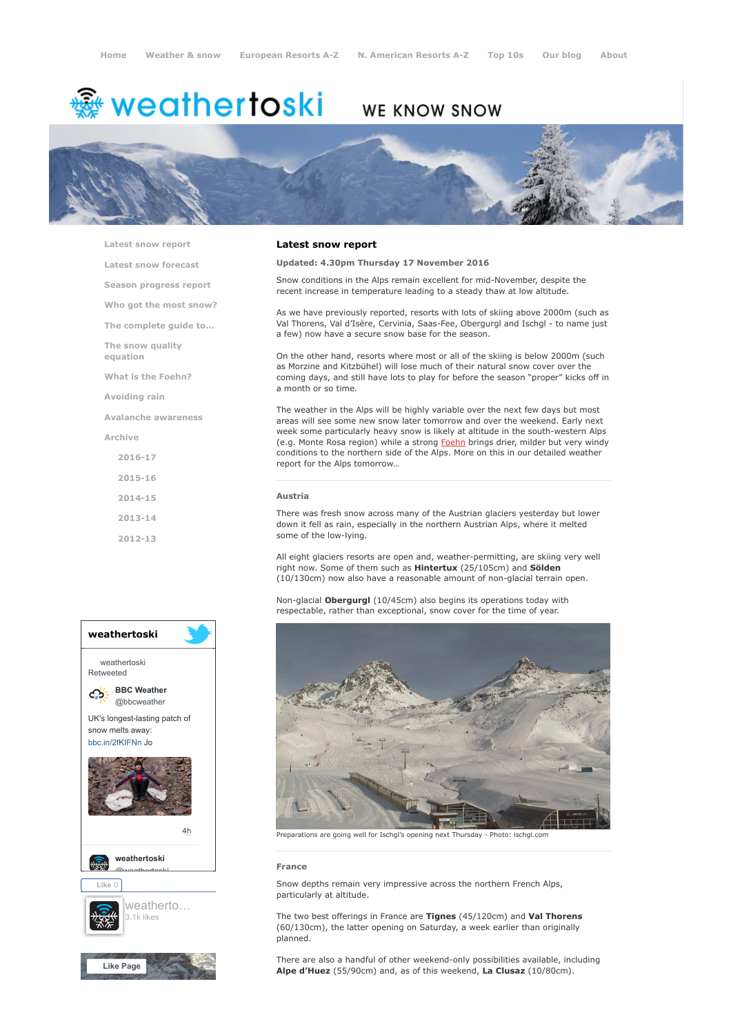Home | Weather & snow | European Resorts A-Z | N. American Resorts A-Z | Top 10s | Our blog | About

weathertoski WE KNOW SNOW

- Latest snow report
- Latest snow forecast
- Season progress report
- Who got the most snow?
- The complete guide to...
- The snow quality equation
- What is the Foehn?
- Avoiding rain
- Avalanche awareness
- Archive
  - 2016-17
  - 2015-16
  - 2014-15
  - 2013-14
  - 2012-13

## Latest snow report

**Updated: 4.30pm Thursday 17 November 2016**

Snow conditions in the Alps remain excellent for mid-November, despite the recent increase in temperature leading to a steady thaw at low altitude.

As we have previously reported, resorts with lots of skiing above 2000m (such as Val Thorens, Val d'Isère, Cervinia, Saas-Fee, Obergurgl and Ischgl - to name just a few) now have a secure snow base for the season.

On the other hand, resorts where most or all of the skiing is below 2000m (such as Morzine and Kitzbühel) will lose much of their natural snow cover over the coming days, and still have lots to play for before the season "proper" kicks off in a month or so time.

The weather in the Alps will be highly variable over the next few days but most areas will see some new snow later tomorrow and over the weekend. Early next week some particularly heavy snow is likely at altitude in the south-western Alps (e.g. Monte Rosa region) while a strong Foehn brings drier, milder but very windy conditions to the northern side of the Alps. More on this in our detailed weather report for the Alps tomorrow…

### Austria

There was fresh snow across many of the Austrian glaciers yesterday but lower down it fell as rain, especially in the northern Austrian Alps, where it melted some of the low-lying.

All eight glaciers resorts are open and, weather-permitting, are skiing very well right now. Some of them such as **Hintertux** (25/105cm) and **Sölden** (10/130cm) now also have a reasonable amount of non-glacial terrain open.

Non-glacial **Obergurgl** (10/45cm) also begins its operations today with respectable, rather than exceptional, snow cover for the time of year.

Preparations are going well for Ischgl's opening next Thursday - Photo: ischgl.com

### France

Snow depths remain very impressive across the northern French Alps, particularly at altitude.

The two best offerings in France are **Tignes** (45/120cm) and **Val Thorens** (60/130cm), the latter opening on Saturday, a week earlier than originally planned.

There are also a handful of other weekend-only possibilities available, including **Alpe d'Huez** (55/90cm) and, as of this weekend, **La Clusaz** (10/80cm).

**weathertoski**

weathertoski Retweeted

**BBC Weather** @bbcweather

UK's longest-lasting patch of snow melts away: bbc.in/2fKIFNn Jo

4h

**weathertoski** @weathertoski

Like 0

weatherto… 3.1k likes

Like Page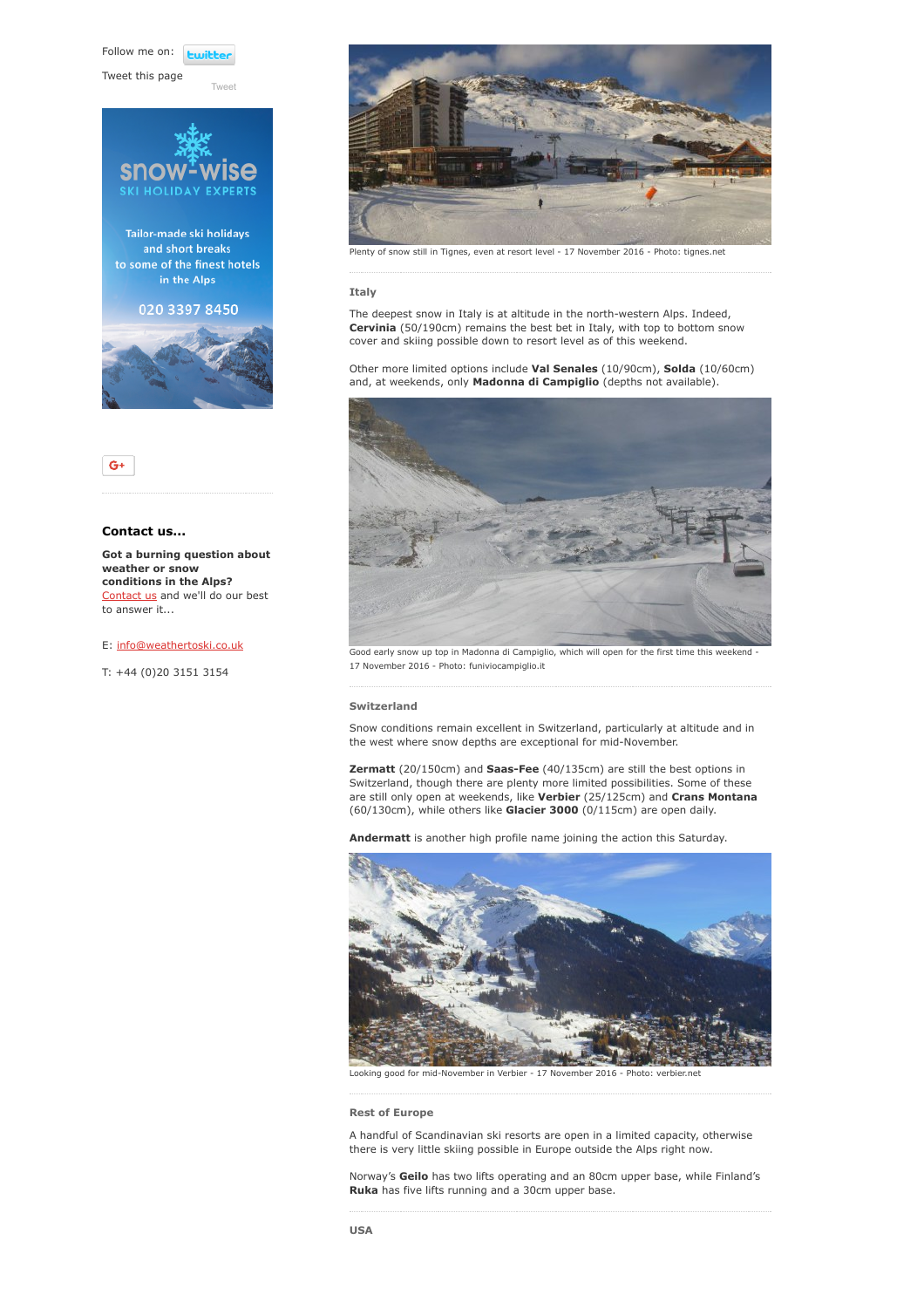Follow me on: twitter

Tweet this page

Tweet

snow-wise SKI HOLIDAY EXPERTS

Tailor-made ski holidays and short breaks to some of the finest hotels in the Alps

020 3397 8450

G+

### Contact us...

**Got a burning question about weather or snow conditions in the Alps?** Contact us and we'll do our best to answer it...

E: info@weathertoski.co.uk

T: +44 (0)20 3151 3154

Plenty of snow still in Tignes, even at resort level - 17 November 2016 - Photo: tignes.net

### Italy

The deepest snow in Italy is at altitude in the north-western Alps. Indeed, **Cervinia** (50/190cm) remains the best bet in Italy, with top to bottom snow cover and skiing possible down to resort level as of this weekend.

Other more limited options include **Val Senales** (10/90cm), **Solda** (10/60cm) and, at weekends, only **Madonna di Campiglio** (depths not available).

Good early snow up top in Madonna di Campiglio, which will open for the first time this weekend - 17 November 2016 - Photo: funiviocampiglio.it

### Switzerland

Snow conditions remain excellent in Switzerland, particularly at altitude and in the west where snow depths are exceptional for mid-November.

**Zermatt** (20/150cm) and **Saas-Fee** (40/135cm) are still the best options in Switzerland, though there are plenty more limited possibilities. Some of these are still only open at weekends, like **Verbier** (25/125cm) and **Crans Montana** (60/130cm), while others like **Glacier 3000** (0/115cm) are open daily.

**Andermatt** is another high profile name joining the action this Saturday.

Looking good for mid-November in Verbier - 17 November 2016 - Photo: verbier.net

### Rest of Europe

A handful of Scandinavian ski resorts are open in a limited capacity, otherwise there is very little skiing possible in Europe outside the Alps right now.

Norway's **Geilo** has two lifts operating and an 80cm upper base, while Finland's **Ruka** has five lifts running and a 30cm upper base.

### USA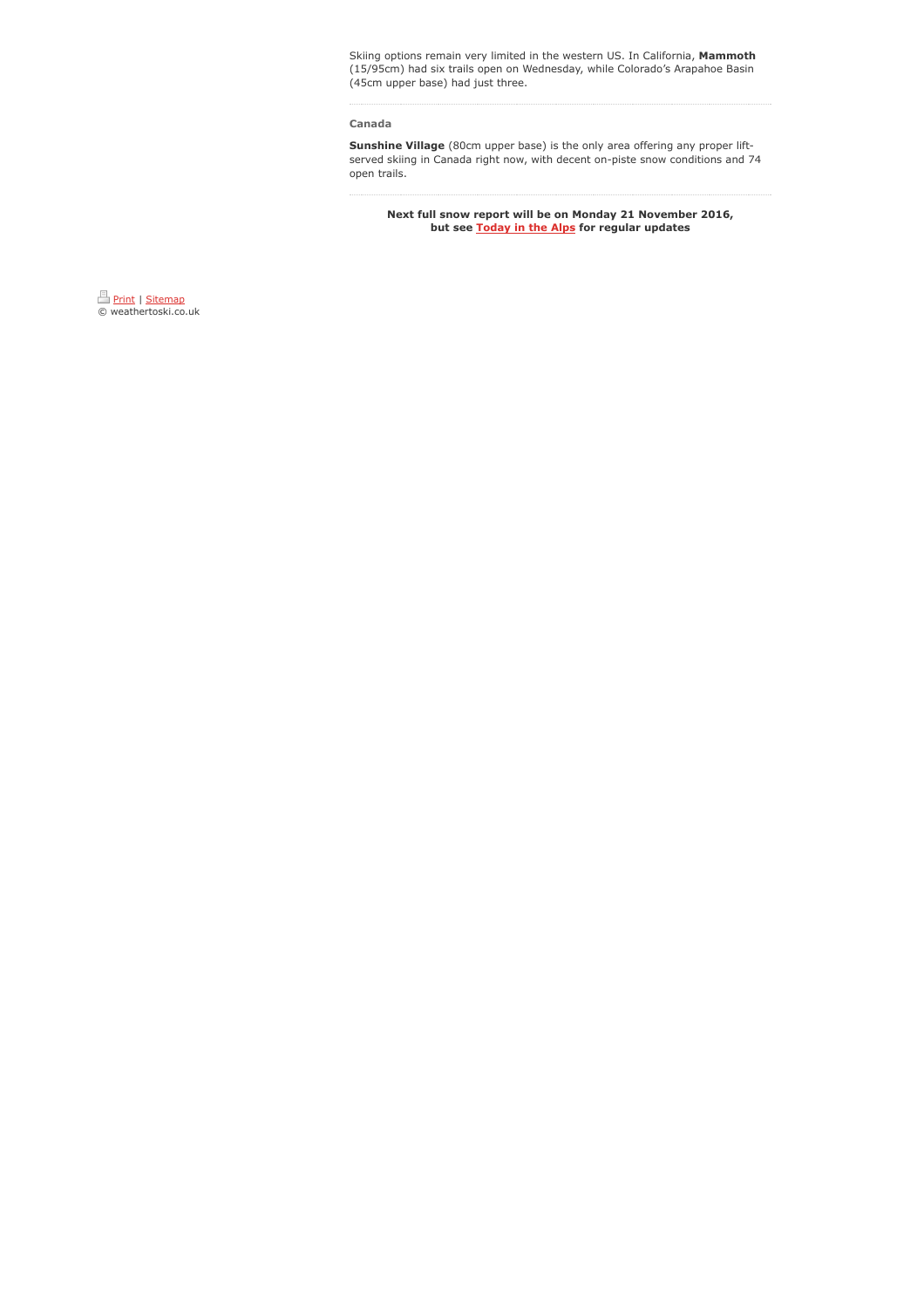Skiing options remain very limited in the western US. In California, **Mammoth** (15/95cm) had six trails open on Wednesday, while Colorado's Arapahoe Basin (45cm upper base) had just three.

### Canada

**Sunshine Village** (80cm upper base) is the only area offering any proper lift-served skiing in Canada right now, with decent on-piste snow conditions and 74 open trails.

**Next full snow report will be on Monday 21 November 2016, but see Today in the Alps for regular updates**

Print | Sitemap
© weathertoski.co.uk